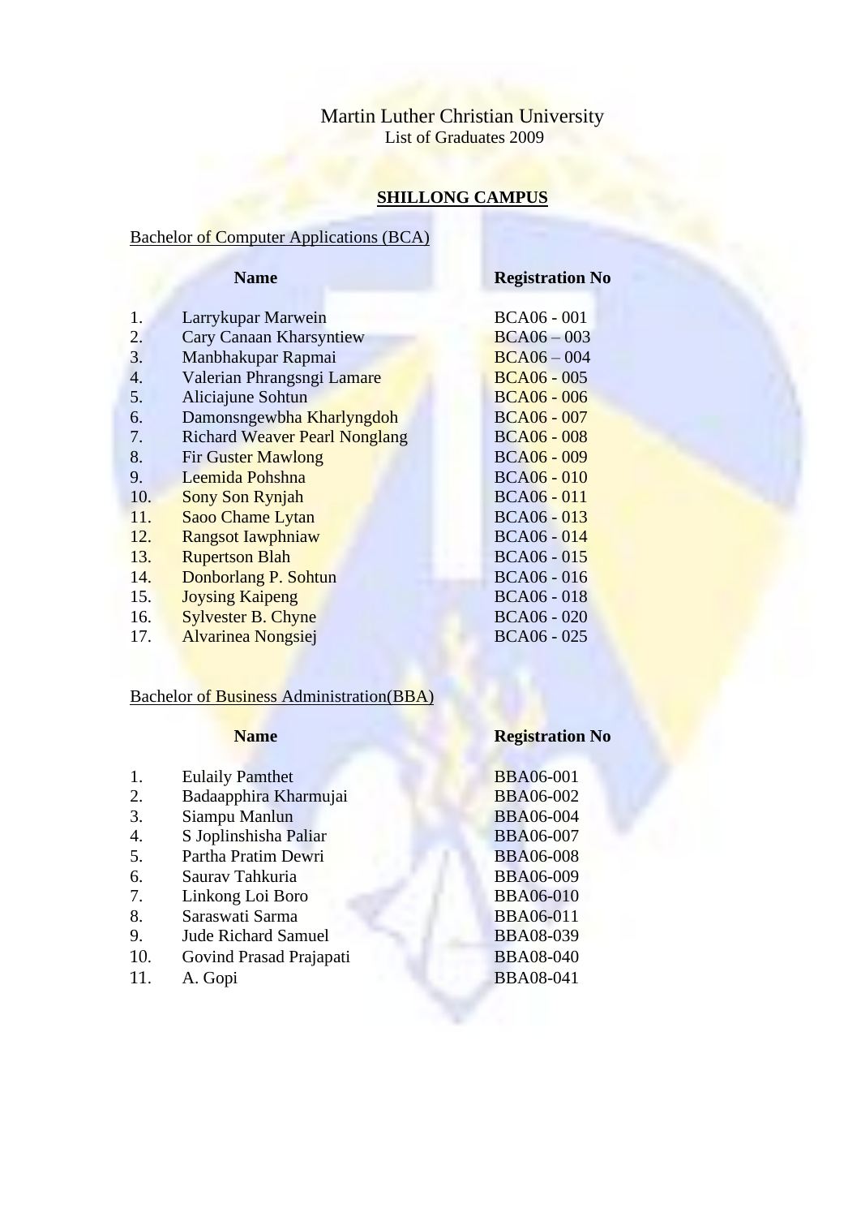# Martin Luther Christian University

List of Graduates 2009

## SHILLONG CAMPUS

### Bachelor of Computer Applications (BCA)

| | Name | Registration No |
|---|---|---|
| 1. | Larrykupar Marwein | BCA06 - 001 |
| 2. | Cary Canaan Kharsyntiew | BCA06 – 003 |
| 3. | Manbhakupar Rapmai | BCA06 – 004 |
| 4. | Valerian Phrangsngi Lamare | BCA06 - 005 |
| 5. | Aliciajune Sohtun | BCA06 - 006 |
| 6. | Damonsngewbha Kharlyngdoh | BCA06 - 007 |
| 7. | Richard Weaver Pearl Nonglang | BCA06 - 008 |
| 8. | Fir Guster Mawlong | BCA06 - 009 |
| 9. | Leemida Pohshna | BCA06 - 010 |
| 10. | Sony Son Rynjah | BCA06 - 011 |
| 11. | Saoo Chame Lytan | BCA06 - 013 |
| 12. | Rangsot Iawphniaw | BCA06 - 014 |
| 13. | Rupertson Blah | BCA06 - 015 |
| 14. | Donborlang P. Sohtun | BCA06 - 016 |
| 15. | Joysing Kaipeng | BCA06 - 018 |
| 16. | Sylvester B. Chyne | BCA06 - 020 |
| 17. | Alvarinea Nongsiej | BCA06 - 025 |

### Bachelor of Business Administration(BBA)

| | Name | Registration No |
|---|---|---|
| 1. | Eulaily Pamthet | BBA06-001 |
| 2. | Badaapphira Kharmujai | BBA06-002 |
| 3. | Siampu Manlun | BBA06-004 |
| 4. | S Joplinshisha Paliar | BBA06-007 |
| 5. | Partha Pratim Dewri | BBA06-008 |
| 6. | Saurav Tahkuria | BBA06-009 |
| 7. | Linkong Loi Boro | BBA06-010 |
| 8. | Saraswati Sarma | BBA06-011 |
| 9. | Jude Richard Samuel | BBA08-039 |
| 10. | Govind Prasad Prajapati | BBA08-040 |
| 11. | A. Gopi | BBA08-041 |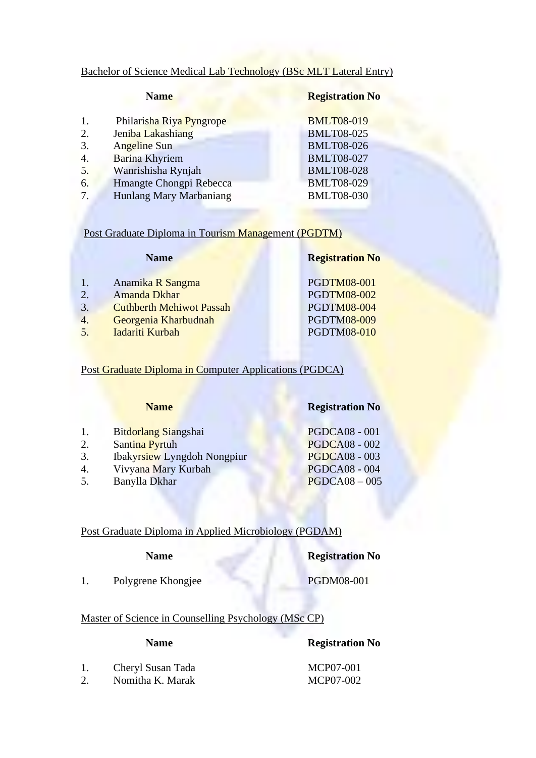Bachelor of Science Medical Lab Technology (BSc MLT Lateral Entry)

| | Name | Registration No |
|---|---|---|
| 1. | Philarisha Riya Pyngrope | BMLT08-019 |
| 2. | Jeniba Lakashiang | BMLT08-025 |
| 3. | Angeline Sun | BMLT08-026 |
| 4. | Barina Khyriem | BMLT08-027 |
| 5. | Wanrishisha Rynjah | BMLT08-028 |
| 6. | Hmangte Chongpi Rebecca | BMLT08-029 |
| 7. | Hunlang Mary Marbaniang | BMLT08-030 |

Post Graduate Diploma in Tourism Management (PGDTM)

| | Name | Registration No |
|---|---|---|
| 1. | Anamika R Sangma | PGDTM08-001 |
| 2. | Amanda Dkhar | PGDTM08-002 |
| 3. | Cuthberth Mehiwot Passah | PGDTM08-004 |
| 4. | Georgenia Kharbudnah | PGDTM08-009 |
| 5. | Iadariti Kurbah | PGDTM08-010 |

Post Graduate Diploma in Computer Applications (PGDCA)

| | Name | Registration No |
|---|---|---|
| 1. | Bitdorlang Siangshai | PGDCA08 - 001 |
| 2. | Santina Pyrtuh | PGDCA08 - 002 |
| 3. | Ibakyrsiew Lyngdoh Nongpiur | PGDCA08 - 003 |
| 4. | Vivyana Mary Kurbah | PGDCA08 - 004 |
| 5. | Banylla Dkhar | PGDCA08 – 005 |

Post Graduate Diploma in Applied Microbiology (PGDAM)

| | Name | Registration No |
|---|---|---|
| 1. | Polygrene Khongjee | PGDM08-001 |

Master of Science in Counselling Psychology (MSc CP)

| | Name | Registration No |
|---|---|---|
| 1. | Cheryl Susan Tada | MCP07-001 |
| 2. | Nomitha K. Marak | MCP07-002 |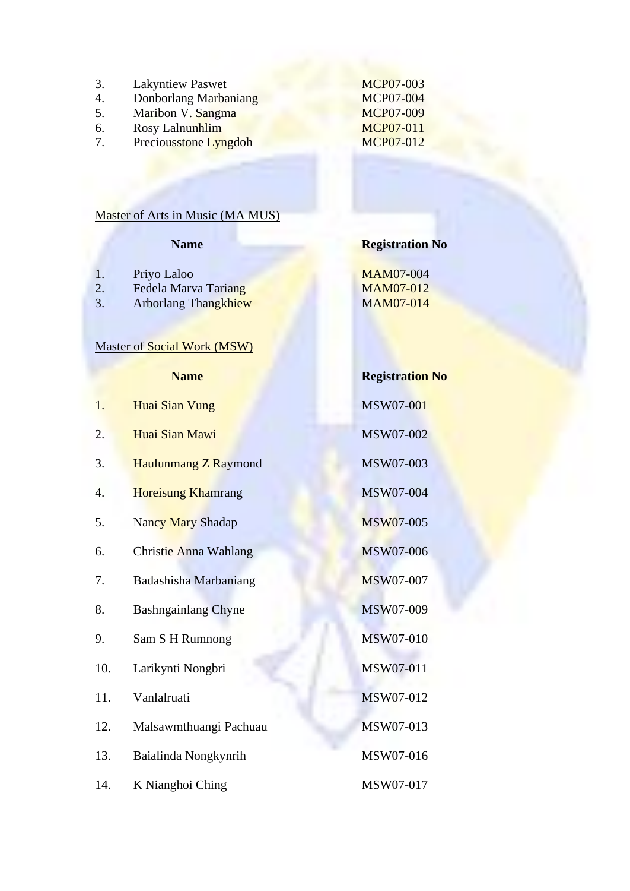| | | |
|---|---|---|
| 3. | Lakyntiew Paswet | MCP07-003 |
| 4. | Donborlang Marbaniang | MCP07-004 |
| 5. | Maribon V. Sangma | MCP07-009 |
| 6. | Rosy Lalnunhlim | MCP07-011 |
| 7. | Preciousstone Lyngdoh | MCP07-012 |

Master of Arts in Music (MA MUS)

| | Name | Registration No |
|---|---|---|
| 1. | Priyo Laloo | MAM07-004 |
| 2. | Fedela Marva Tariang | MAM07-012 |
| 3. | Arborlang Thangkhiew | MAM07-014 |

Master of Social Work (MSW)

| | Name | Registration No |
|---|---|---|
| 1. | Huai Sian Vung | MSW07-001 |
| 2. | Huai Sian Mawi | MSW07-002 |
| 3. | Haulunmang Z Raymond | MSW07-003 |
| 4. | Horeisung Khamrang | MSW07-004 |
| 5. | Nancy Mary Shadap | MSW07-005 |
| 6. | Christie Anna Wahlang | MSW07-006 |
| 7. | Badashisha Marbaniang | MSW07-007 |
| 8. | Bashngainlang Chyne | MSW07-009 |
| 9. | Sam S H Rumnong | MSW07-010 |
| 10. | Larikynti Nongbri | MSW07-011 |
| 11. | Vanlalruati | MSW07-012 |
| 12. | Malsawmthuangi Pachuau | MSW07-013 |
| 13. | Baialinda Nongkynrih | MSW07-016 |
| 14. | K Nianghoi Ching | MSW07-017 |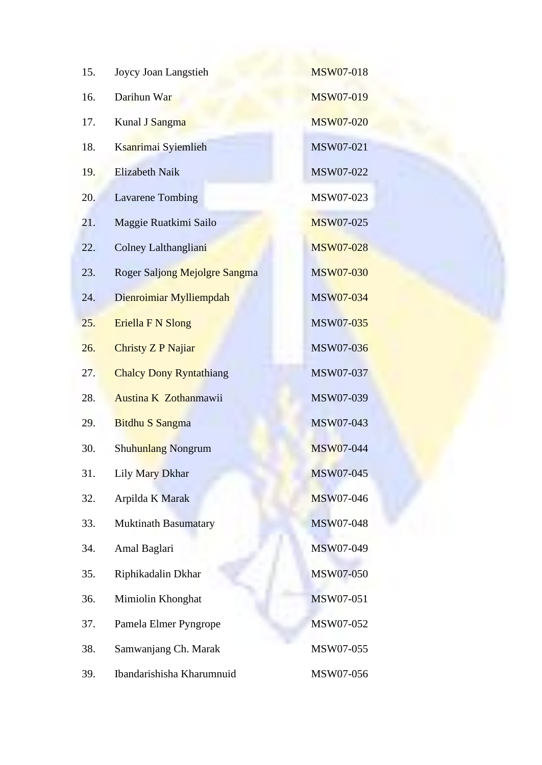| | | |
|---|---|---|
| 15. | Joycy Joan Langstieh | MSW07-018 |
| 16. | Darihun War | MSW07-019 |
| 17. | Kunal J Sangma | MSW07-020 |
| 18. | Ksanrimai Syiemlieh | MSW07-021 |
| 19. | Elizabeth Naik | MSW07-022 |
| 20. | Lavarene Tombing | MSW07-023 |
| 21. | Maggie Ruatkimi Sailo | MSW07-025 |
| 22. | Colney Lalthangliani | MSW07-028 |
| 23. | Roger Saljong Mejolgre Sangma | MSW07-030 |
| 24. | Dienroimiar Mylliempdah | MSW07-034 |
| 25. | Eriella F N Slong | MSW07-035 |
| 26. | Christy Z P Najiar | MSW07-036 |
| 27. | Chalcy Dony Ryntathiang | MSW07-037 |
| 28. | Austina K Zothanmawii | MSW07-039 |
| 29. | Bitdhu S Sangma | MSW07-043 |
| 30. | Shuhunlang Nongrum | MSW07-044 |
| 31. | Lily Mary Dkhar | MSW07-045 |
| 32. | Arpilda K Marak | MSW07-046 |
| 33. | Muktinath Basumatary | MSW07-048 |
| 34. | Amal Baglari | MSW07-049 |
| 35. | Riphikadalin Dkhar | MSW07-050 |
| 36. | Mimiolin Khonghat | MSW07-051 |
| 37. | Pamela Elmer Pyngrope | MSW07-052 |
| 38. | Samwanjang Ch. Marak | MSW07-055 |
| 39. | Ibandarishisha Kharumnuid | MSW07-056 |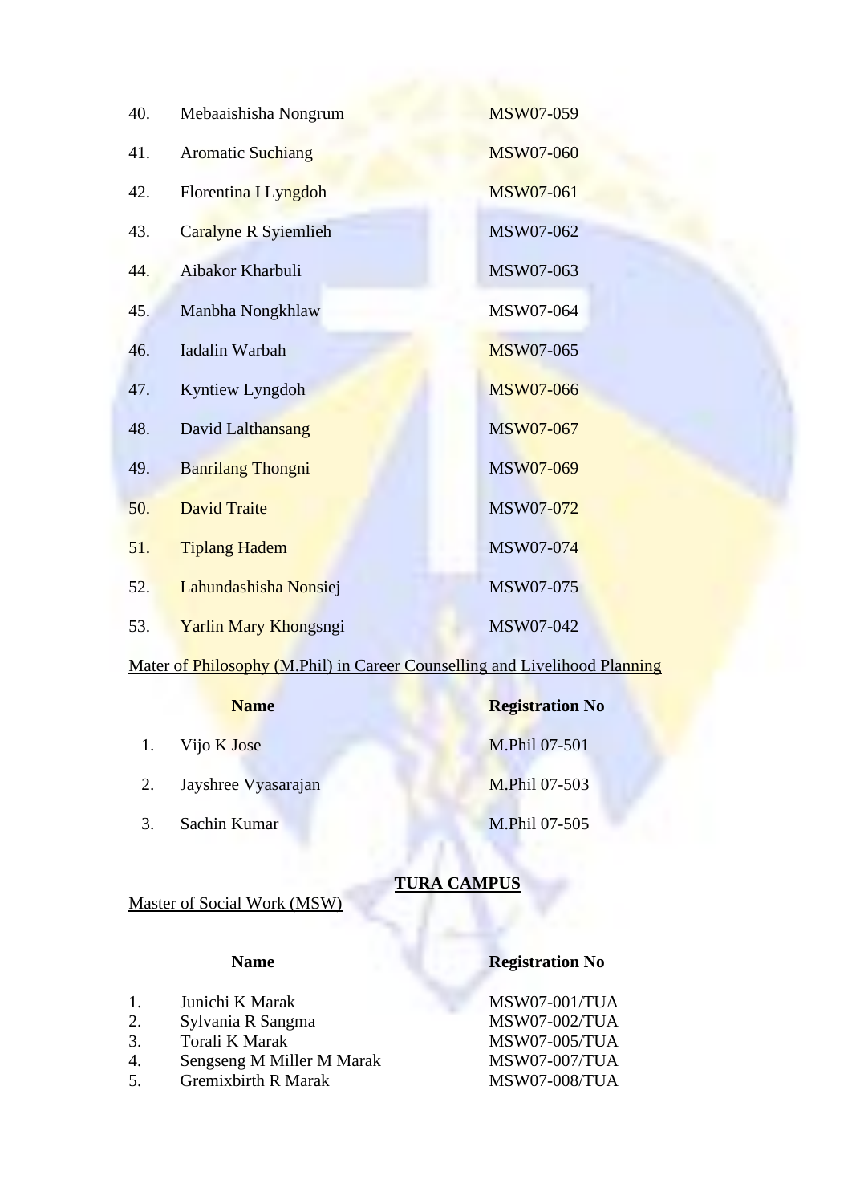| | | |
|---|---|---|
| 40. | Mebaaishisha Nongrum | MSW07-059 |
| 41. | Aromatic Suchiang | MSW07-060 |
| 42. | Florentina I Lyngdoh | MSW07-061 |
| 43. | Caralyne R Syiemlieh | MSW07-062 |
| 44. | Aibakor Kharbuli | MSW07-063 |
| 45. | Manbha Nongkhlaw | MSW07-064 |
| 46. | Iadalin Warbah | MSW07-065 |
| 47. | Kyntiew Lyngdoh | MSW07-066 |
| 48. | David Lalthansang | MSW07-067 |
| 49. | Banrilang Thongni | MSW07-069 |
| 50. | David Traite | MSW07-072 |
| 51. | Tiplang Hadem | MSW07-074 |
| 52. | Lahundashisha Nonsiej | MSW07-075 |
| 53. | Yarlin Mary Khongsngi | MSW07-042 |

Mater of Philosophy (M.Phil) in Career Counselling and Livelihood Planning

| | Name | Registration No |
|---|---|---|
| 1. | Vijo K Jose | M.Phil 07-501 |
| 2. | Jayshree Vyasarajan | M.Phil 07-503 |
| 3. | Sachin Kumar | M.Phil 07-505 |

## TURA CAMPUS

Master of Social Work (MSW)

| | Name | Registration No |
|---|---|---|
| 1. | Junichi K Marak | MSW07-001/TUA |
| 2. | Sylvania R Sangma | MSW07-002/TUA |
| 3. | Torali K Marak | MSW07-005/TUA |
| 4. | Sengseng M Miller M Marak | MSW07-007/TUA |
| 5. | Gremixbirth R Marak | MSW07-008/TUA |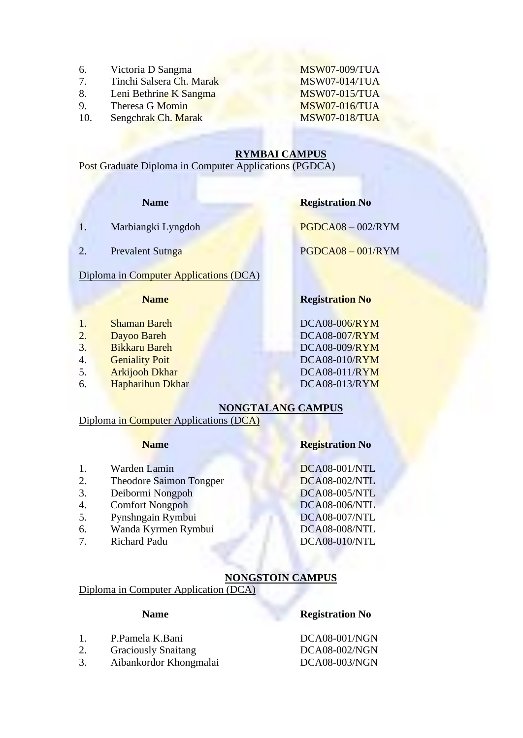| | | |
|---|---|---|
| 6. | Victoria D Sangma | MSW07-009/TUA |
| 7. | Tinchi Salsera Ch. Marak | MSW07-014/TUA |
| 8. | Leni Bethrine K Sangma | MSW07-015/TUA |
| 9. | Theresa G Momin | MSW07-016/TUA |
| 10. | Sengchrak Ch. Marak | MSW07-018/TUA |

## RYMBAI CAMPUS

Post Graduate Diploma in Computer Applications (PGDCA)

| | Name | Registration No |
|---|---|---|
| 1. | Marbiangki Lyngdoh | PGDCA08 – 002/RYM |
| 2. | Prevalent Sutnga | PGDCA08 – 001/RYM |

Diploma in Computer Applications (DCA)

| | Name | Registration No |
|---|---|---|
| 1. | Shaman Bareh | DCA08-006/RYM |
| 2. | Dayoo Bareh | DCA08-007/RYM |
| 3. | Bikkaru Bareh | DCA08-009/RYM |
| 4. | Geniality Poit | DCA08-010/RYM |
| 5. | Arkijooh Dkhar | DCA08-011/RYM |
| 6. | Hapharihun Dkhar | DCA08-013/RYM |

## NONGTALANG CAMPUS

Diploma in Computer Applications (DCA)

| | Name | Registration No |
|---|---|---|
| 1. | Warden Lamin | DCA08-001/NTL |
| 2. | Theodore Saimon Tongper | DCA08-002/NTL |
| 3. | Deibormi Nongpoh | DCA08-005/NTL |
| 4. | Comfort Nongpoh | DCA08-006/NTL |
| 5. | Pynshngain Rymbui | DCA08-007/NTL |
| 6. | Wanda Kyrmen Rymbui | DCA08-008/NTL |
| 7. | Richard Padu | DCA08-010/NTL |

## NONGSTOIN CAMPUS

Diploma in Computer Application (DCA)

| | Name | Registration No |
|---|---|---|
| 1. | P.Pamela K.Bani | DCA08-001/NGN |
| 2. | Graciously Snaitang | DCA08-002/NGN |
| 3. | Aibankordor Khongmalai | DCA08-003/NGN |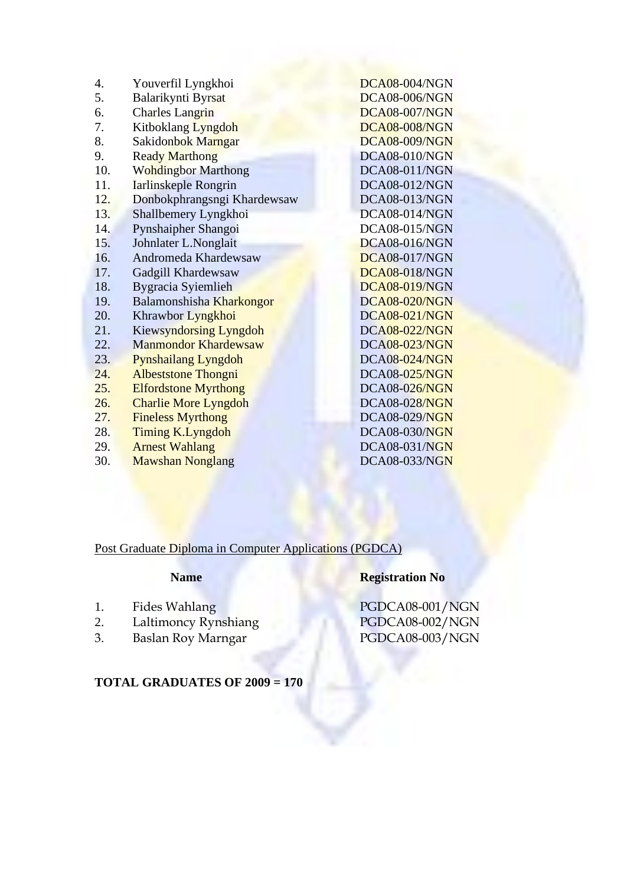| | | |
|---|---|---|
| 4. | Youverfil Lyngkhoi | DCA08-004/NGN |
| 5. | Balarikynti Byrsat | DCA08-006/NGN |
| 6. | Charles Langrin | DCA08-007/NGN |
| 7. | Kitboklang Lyngdoh | DCA08-008/NGN |
| 8. | Sakidonbok Marngar | DCA08-009/NGN |
| 9. | Ready Marthong | DCA08-010/NGN |
| 10. | Wohdingbor Marthong | DCA08-011/NGN |
| 11. | Iarlinskeple Rongrin | DCA08-012/NGN |
| 12. | Donbokphrangsngi Khardewsaw | DCA08-013/NGN |
| 13. | Shallbemery Lyngkhoi | DCA08-014/NGN |
| 14. | Pynshaipher Shangoi | DCA08-015/NGN |
| 15. | Johnlater L.Nonglait | DCA08-016/NGN |
| 16. | Andromeda Khardewsaw | DCA08-017/NGN |
| 17. | Gadgill Khardewsaw | DCA08-018/NGN |
| 18. | Bygracia Syiemlieh | DCA08-019/NGN |
| 19. | Balamonshisha Kharkongor | DCA08-020/NGN |
| 20. | Khrawbor Lyngkhoi | DCA08-021/NGN |
| 21. | Kiewsyndorsing Lyngdoh | DCA08-022/NGN |
| 22. | Manmondor Khardewsaw | DCA08-023/NGN |
| 23. | Pynshailang Lyngdoh | DCA08-024/NGN |
| 24. | Albeststone Thongni | DCA08-025/NGN |
| 25. | Elfordstone Myrthong | DCA08-026/NGN |
| 26. | Charlie More Lyngdoh | DCA08-028/NGN |
| 27. | Fineless Myrthong | DCA08-029/NGN |
| 28. | Timing K.Lyngdoh | DCA08-030/NGN |
| 29. | Arnest Wahlang | DCA08-031/NGN |
| 30. | Mawshan Nonglang | DCA08-033/NGN |

Post Graduate Diploma in Computer Applications (PGDCA)

| | **Name** | **Registration No** |
|---|---|---|
| 1. | Fides Wahlang | PGDCA08-001/NGN |
| 2. | Laltimoncy Rynshiang | PGDCA08-002/NGN |
| 3. | Baslan Roy Marngar | PGDCA08-003/NGN |

**TOTAL GRADUATES OF 2009 = 170**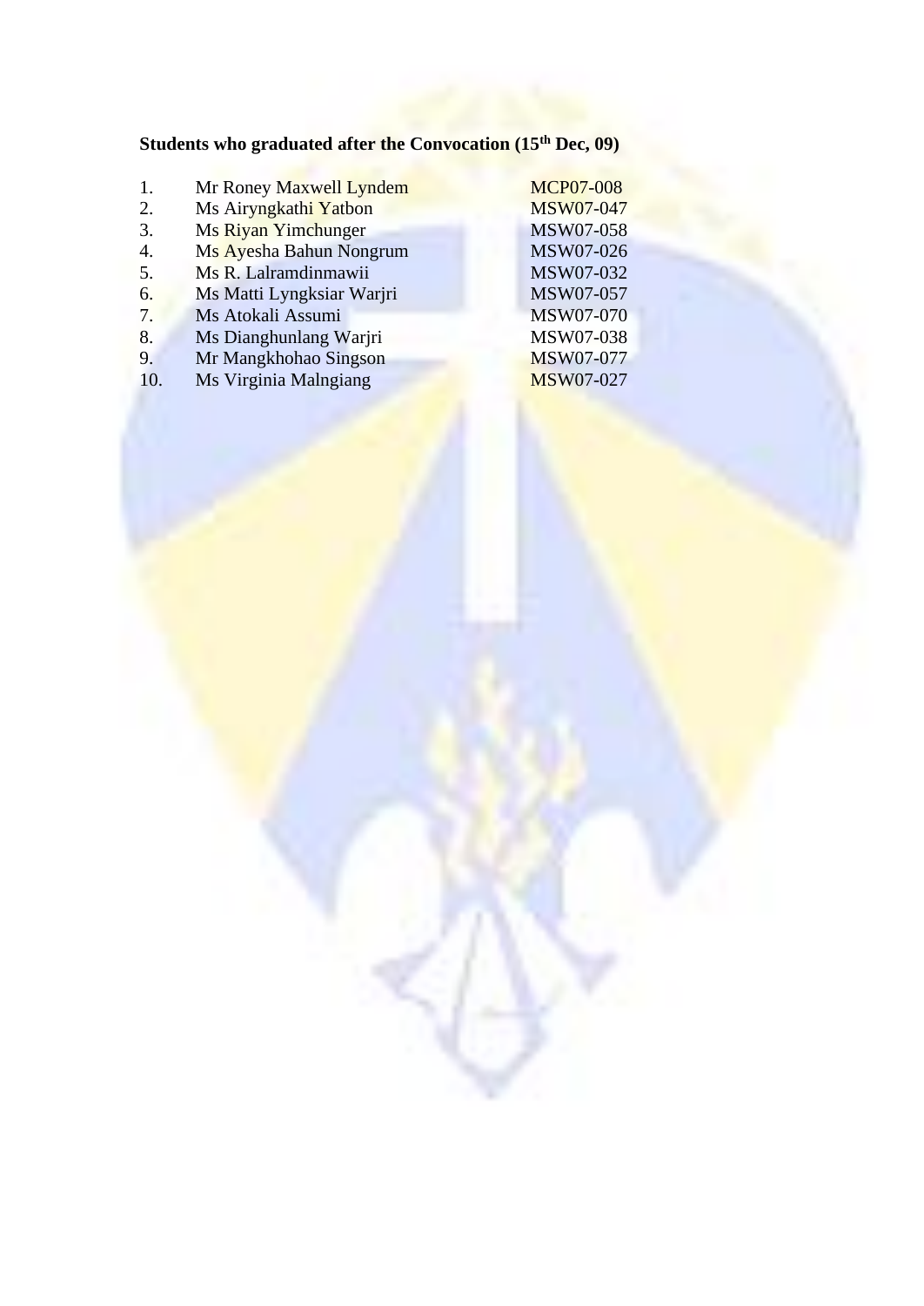**Students who graduated after the Convocation (15th Dec, 09)**

| | | |
|---|---|---|
| 1. | Mr Roney Maxwell Lyndem | MCP07-008 |
| 2. | Ms Airyngkathi Yatbon | MSW07-047 |
| 3. | Ms Riyan Yimchunger | MSW07-058 |
| 4. | Ms Ayesha Bahun Nongrum | MSW07-026 |
| 5. | Ms R. Lalramdinmawii | MSW07-032 |
| 6. | Ms Matti Lyngksiar Warjri | MSW07-057 |
| 7. | Ms Atokali Assumi | MSW07-070 |
| 8. | Ms Dianghunlang Warjri | MSW07-038 |
| 9. | Mr Mangkhohao Singson | MSW07-077 |
| 10. | Ms Virginia Malngiang | MSW07-027 |